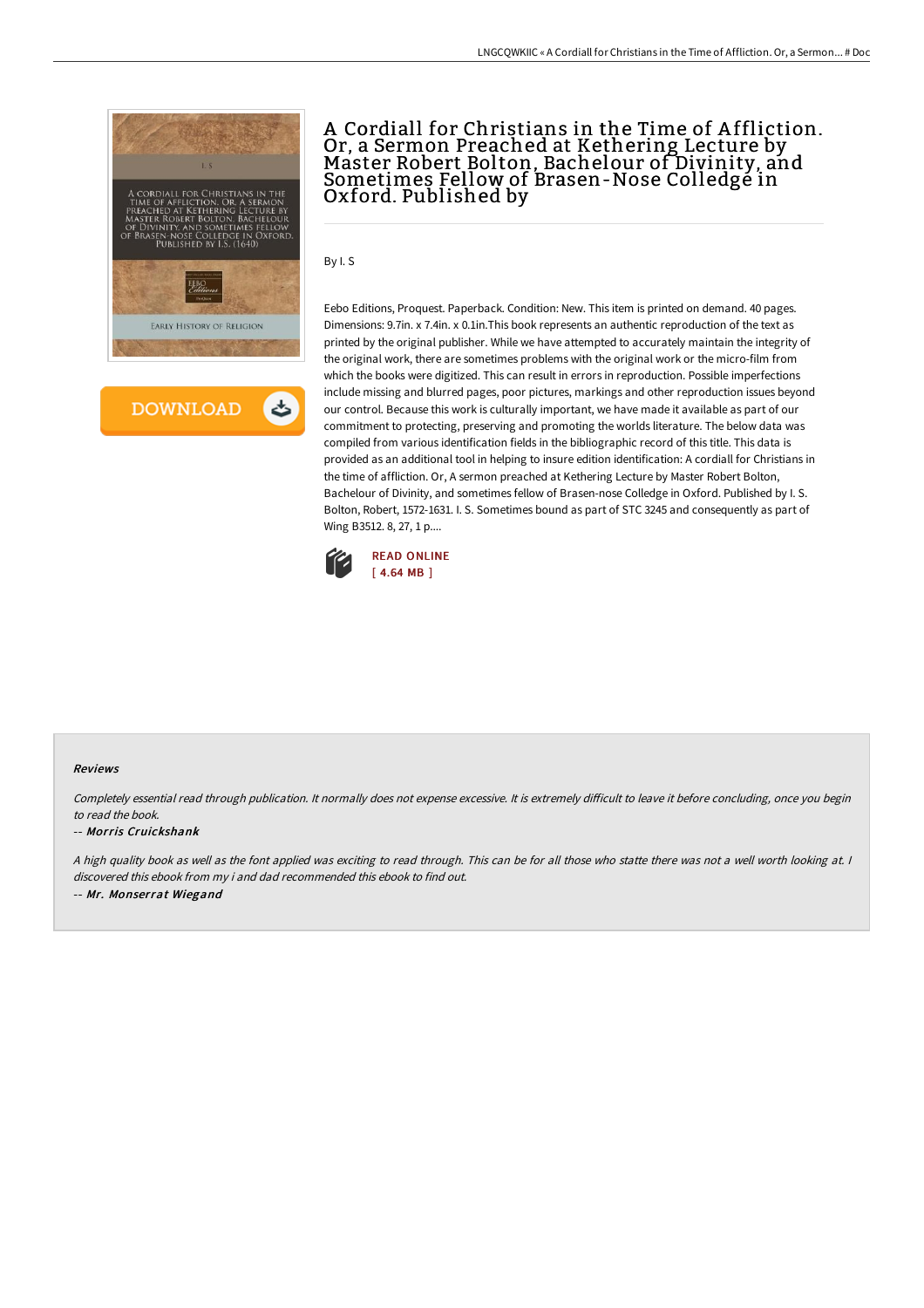# A Cordiall for Christians in the Time of Affliction. Or, a Sermon Preached at Kethering Lecture by Master Robert Bolton, Bachelour of Divinity, and Sometimes Fellow of Brasen-Nose Colledge in Oxford. Published by

By I. S

Eebo Editions, Proquest. Paperback. Condition: New. This item is printed on demand. 40 pages. Dimensions: 9.7in. x 7.4in. x 0.1in.This book represents an authentic reproduction of the text as printed by the original publisher. While we have attempted to accurately maintain the integrity of the original work, there are sometimes problems with the original work or the micro-film from which the books were digitized. This can result in errors in reproduction. Possible imperfections include missing and blurred pages, poor pictures, markings and other reproduction issues beyond our control. Because this work is culturally important, we have made it available as part of our commitment to protecting, preserving and promoting the worlds literature. The below data was compiled from various identification fields in the bibliographic record of this title. This data is provided as an additional tool in helping to insure edition identification: A cordiall for Christians in the time of affliction. Or, A sermon preached at Kethering Lecture by Master Robert Bolton, Bachelour of Divinity, and sometimes fellow of Brasen-nose Colledge in Oxford. Published by I. S. Bolton, Robert, 1572-1631. I. S. Sometimes bound as part of STC 3245 and consequently as part of Wing B3512. 8, 27, 1 p....

READ ONLINE
[ 4.64 MB ]

#### Reviews

*Completely essential read through publication. It normally does not expense excessive. It is extremely difficult to leave it before concluding, once you begin to read the book.*

-- ***Morris Cruickshank***

*A high quality book as well as the font applied was exciting to read through. This can be for all those who statte there was not a well worth looking at. I discovered this ebook from my i and dad recommended this ebook to find out.*

-- ***Mr. Monserrat Wiegand***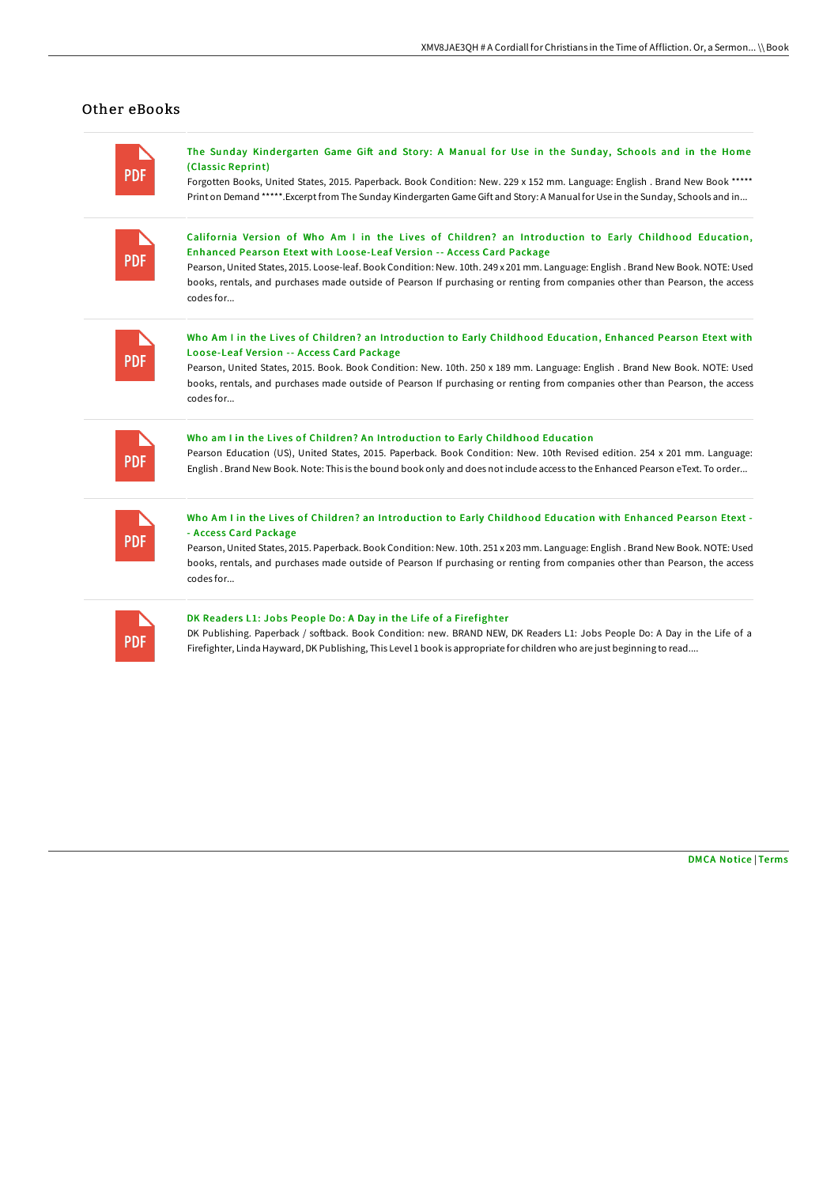## Other eBooks

PDF

**The Sunday Kindergarten Game Gift and Story: A Manual for Use in the Sunday, Schools and in the Home (Classic Reprint)**

Forgotten Books, United States, 2015. Paperback. Book Condition: New. 229 x 152 mm. Language: English . Brand New Book ***** Print on Demand *****.Excerpt from The Sunday Kindergarten Game Gift and Story: A Manual for Use in the Sunday, Schools and in...

PDF

**California Version of Who Am I in the Lives of Children? an Introduction to Early Childhood Education, Enhanced Pearson Etext with Loose-Leaf Version -- Access Card Package**

Pearson, United States, 2015. Loose-leaf. Book Condition: New. 10th. 249 x 201 mm. Language: English . Brand New Book. NOTE: Used books, rentals, and purchases made outside of Pearson If purchasing or renting from companies other than Pearson, the access codes for...

PDF

**Who Am I in the Lives of Children? an Introduction to Early Childhood Education, Enhanced Pearson Etext with Loose-Leaf Version -- Access Card Package**

Pearson, United States, 2015. Book. Book Condition: New. 10th. 250 x 189 mm. Language: English . Brand New Book. NOTE: Used books, rentals, and purchases made outside of Pearson If purchasing or renting from companies other than Pearson, the access codes for...

PDF

**Who am I in the Lives of Children? An Introduction to Early Childhood Education**

Pearson Education (US), United States, 2015. Paperback. Book Condition: New. 10th Revised edition. 254 x 201 mm. Language: English . Brand New Book. Note: This is the bound book only and does not include access to the Enhanced Pearson eText. To order...

PDF

**Who Am I in the Lives of Children? an Introduction to Early Childhood Education with Enhanced Pearson Etext -- Access Card Package**

Pearson, United States, 2015. Paperback. Book Condition: New. 10th. 251 x 203 mm. Language: English . Brand New Book. NOTE: Used books, rentals, and purchases made outside of Pearson If purchasing or renting from companies other than Pearson, the access codes for...

PDF

**DK Readers L1: Jobs People Do: A Day in the Life of a Firefighter**

DK Publishing. Paperback / softback. Book Condition: new. BRAND NEW, DK Readers L1: Jobs People Do: A Day in the Life of a Firefighter, Linda Hayward, DK Publishing, This Level 1 book is appropriate for children who are just beginning to read....

DMCA Notice | Terms